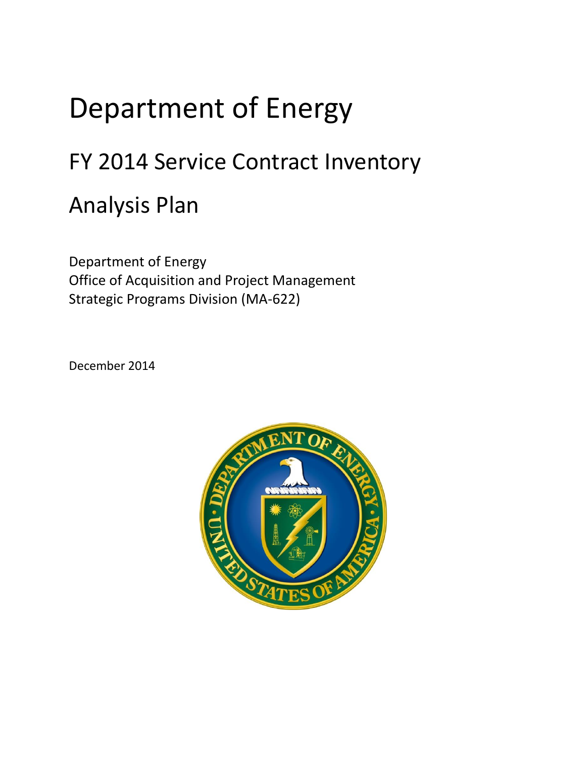# Department of Energy

## FY 2014 Service Contract Inventory

## Analysis Plan

Department of Energy
Office of Acquisition and Project Management
Strategic Programs Division (MA-622)

December 2014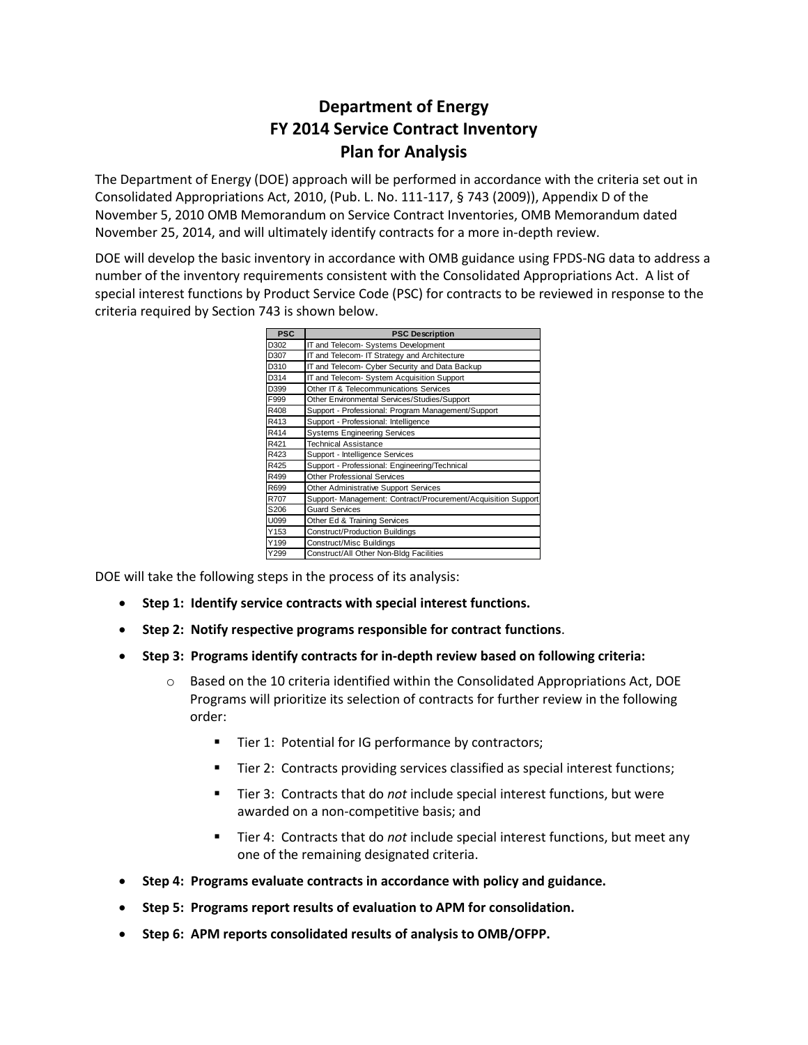# Department of Energy
# FY 2014 Service Contract Inventory
# Plan for Analysis

The Department of Energy (DOE) approach will be performed in accordance with the criteria set out in Consolidated Appropriations Act, 2010, (Pub. L. No. 111-117, § 743 (2009)), Appendix D of the November 5, 2010 OMB Memorandum on Service Contract Inventories, OMB Memorandum dated November 25, 2014, and will ultimately identify contracts for a more in-depth review.

DOE will develop the basic inventory in accordance with OMB guidance using FPDS-NG data to address a number of the inventory requirements consistent with the Consolidated Appropriations Act. A list of special interest functions by Product Service Code (PSC) for contracts to be reviewed in response to the criteria required by Section 743 is shown below.

| PSC | PSC Description |
|---|---|
| D302 | IT and Telecom- Systems Development |
| D307 | IT and Telecom- IT Strategy and Architecture |
| D310 | IT and Telecom- Cyber Security and Data Backup |
| D314 | IT and Telecom- System Acquisition Support |
| D399 | Other IT & Telecommunications Services |
| F999 | Other Environmental Services/Studies/Support |
| R408 | Support - Professional: Program Management/Support |
| R413 | Support - Professional: Intelligence |
| R414 | Systems Engineering Services |
| R421 | Technical Assistance |
| R423 | Support - Intelligence Services |
| R425 | Support - Professional: Engineering/Technical |
| R499 | Other Professional Services |
| R699 | Other Administrative Support Services |
| R707 | Support- Management: Contract/Procurement/Acquisition Support |
| S206 | Guard Services |
| U099 | Other Ed & Training Services |
| Y153 | Construct/Production Buildings |
| Y199 | Construct/Misc Buildings |
| Y299 | Construct/All Other Non-Bldg Facilities |

DOE will take the following steps in the process of its analysis:

- **Step 1: Identify service contracts with special interest functions.**
- **Step 2: Notify respective programs responsible for contract functions**.
- **Step 3: Programs identify contracts for in-depth review based on following criteria:**
  - Based on the 10 criteria identified within the Consolidated Appropriations Act, DOE Programs will prioritize its selection of contracts for further review in the following order:
    - Tier 1: Potential for IG performance by contractors;
    - Tier 2: Contracts providing services classified as special interest functions;
    - Tier 3: Contracts that do *not* include special interest functions, but were awarded on a non-competitive basis; and
    - Tier 4: Contracts that do *not* include special interest functions, but meet any one of the remaining designated criteria.
- **Step 4: Programs evaluate contracts in accordance with policy and guidance.**
- **Step 5: Programs report results of evaluation to APM for consolidation.**
- **Step 6: APM reports consolidated results of analysis to OMB/OFPP.**